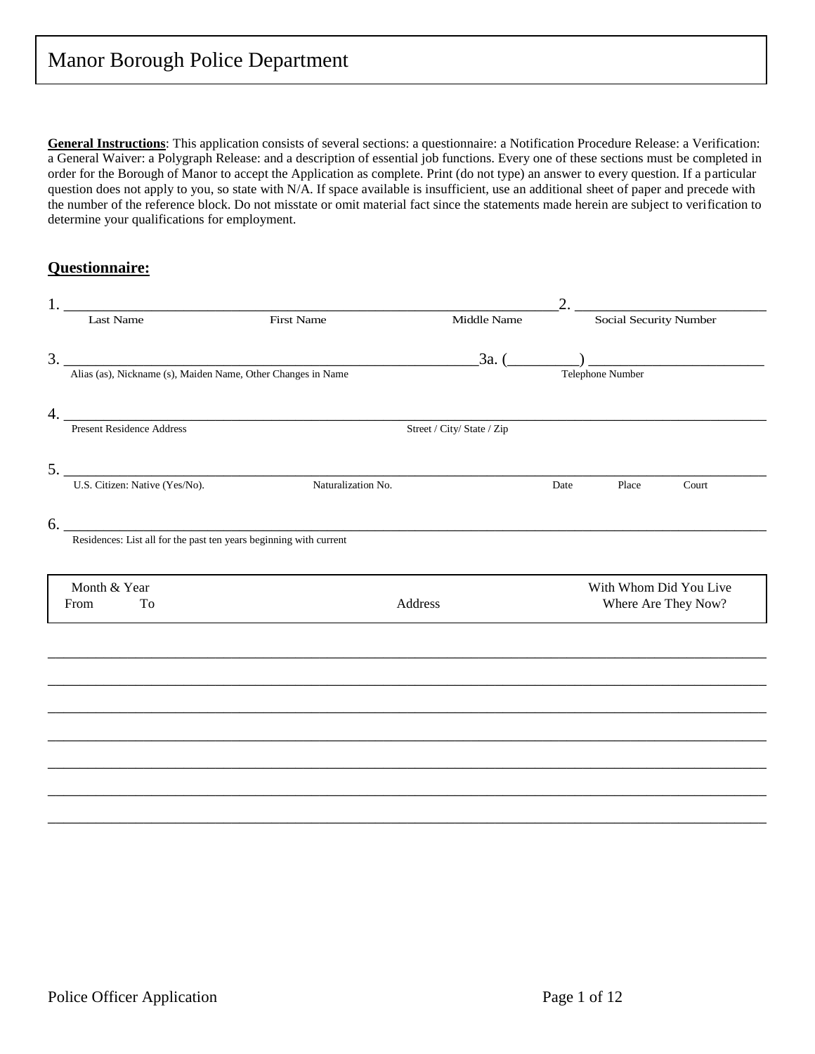# Manor Borough Police Department

**General Instructions**: This application consists of several sections: a questionnaire: a Notification Procedure Release: a Verification: a General Waiver: a Polygraph Release: and a description of essential job functions. Every one of these sections must be completed in order for the Borough of Manor to accept the Application as complete. Print (do not type) an answer to every question. If a particular question does not apply to you, so state with N/A. If space available is insufficient, use an additional sheet of paper and precede with the number of the reference block. Do not misstate or omit material fact since the statements made herein are subject to verification to determine your qualifications for employment.

## Questionnaire:

1. ______________________________________________________________ 2. __________________________
Last Name First Name Middle Name Social Security Number

3. ____________________________________________________________ 3a. (_________) ______________________
Alias (as), Nickname (s), Maiden Name, Other Changes in Name Telephone Number

4. ____________________________________________________________________________________________
Present Residence Address Street / City/ State / Zip

5. ____________________________________________________________________________________________
U.S. Citizen: Native (Yes/No). Naturalization No. Date Place Court

6. ____________________________________________________________________________________________
Residences: List all for the past ten years beginning with current

| Month & Year From | To | Address | With Whom Did You Live Where Are They Now? |
|---|---|---|---|
| | | | |
| | | | |
| | | | |
| | | | |
| | | | |
| | | | |
| | | | |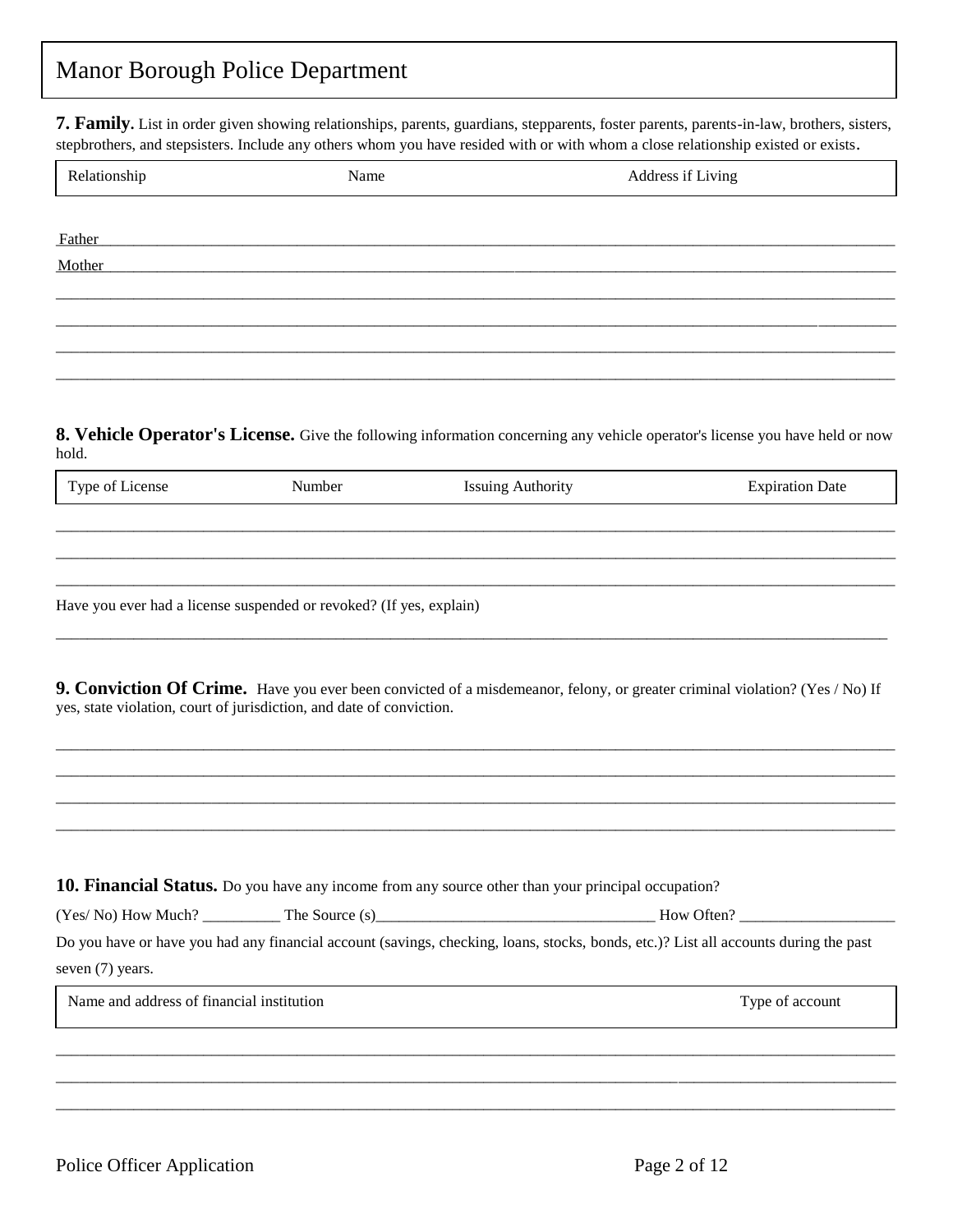# Manor Borough Police Department

**7. Family.** List in order given showing relationships, parents, guardians, stepparents, foster parents, parents-in-law, brothers, sisters, stepbrothers, and stepsisters. Include any others whom you have resided with or with whom a close relationship existed or exists.

| Relationship | Name | Address if Living |
| --- | --- | --- |
| Father | | |
| Mother | | |
| | | |
| | | |
| | | |
| | | |

**8. Vehicle Operator's License.** Give the following information concerning any vehicle operator's license you have held or now hold.

| Type of License | Number | Issuing Authority | Expiration Date |
| --- | --- | --- | --- |
| | | | |
| | | | |
| | | | |

Have you ever had a license suspended or revoked? (If yes, explain)

_______________________________________________________________________________

**9. Conviction Of Crime.** Have you ever been convicted of a misdemeanor, felony, or greater criminal violation? (Yes / No) If yes, state violation, court of jurisdiction, and date of conviction.

_______________________________________________________________________________

_______________________________________________________________________________

_______________________________________________________________________________

_______________________________________________________________________________

**10. Financial Status.** Do you have any income from any source other than your principal occupation?

(Yes/ No) How Much? __________ The Source (s)____________________________________ How Often? ____________________

Do you have or have you had any financial account (savings, checking, loans, stocks, bonds, etc.)? List all accounts during the past seven (7) years.

| Name and address of financial institution | Type of account |
| --- | --- |
| | |
| | |
| | |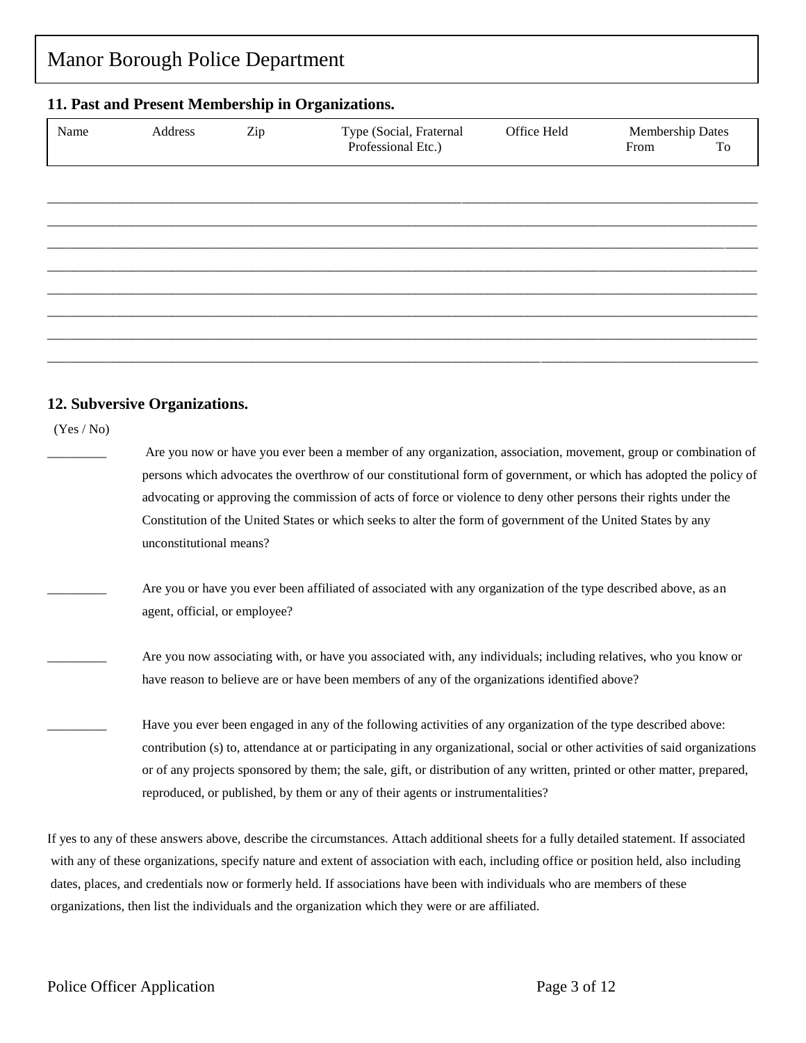Manor Borough Police Department

### 11. Past and Present Membership in Organizations.

| Name | Address | Zip | Type (Social, Fraternal Professional Etc.) | Office Held | Membership Dates From | To |
|---|---|---|---|---|---|---|
| | | | | | | |
| | | | | | | |
| | | | | | | |
| | | | | | | |
| | | | | | | |
| | | | | | | |
| | | | | | | |
| | | | | | | |

### 12. Subversive Organizations.

(Yes / No)

_________ Are you now or have you ever been a member of any organization, association, movement, group or combination of persons which advocates the overthrow of our constitutional form of government, or which has adopted the policy of advocating or approving the commission of acts of force or violence to deny other persons their rights under the Constitution of the United States or which seeks to alter the form of government of the United States by any unconstitutional means?

_________ Are you or have you ever been affiliated of associated with any organization of the type described above, as an agent, official, or employee?

_________ Are you now associating with, or have you associated with, any individuals; including relatives, who you know or have reason to believe are or have been members of any of the organizations identified above?

_________ Have you ever been engaged in any of the following activities of any organization of the type described above: contribution (s) to, attendance at or participating in any organizational, social or other activities of said organizations or of any projects sponsored by them; the sale, gift, or distribution of any written, printed or other matter, prepared, reproduced, or published, by them or any of their agents or instrumentalities?

If yes to any of these answers above, describe the circumstances. Attach additional sheets for a fully detailed statement. If associated with any of these organizations, specify nature and extent of association with each, including office or position held, also including dates, places, and credentials now or formerly held. If associations have been with individuals who are members of these organizations, then list the individuals and the organization which they were or are affiliated.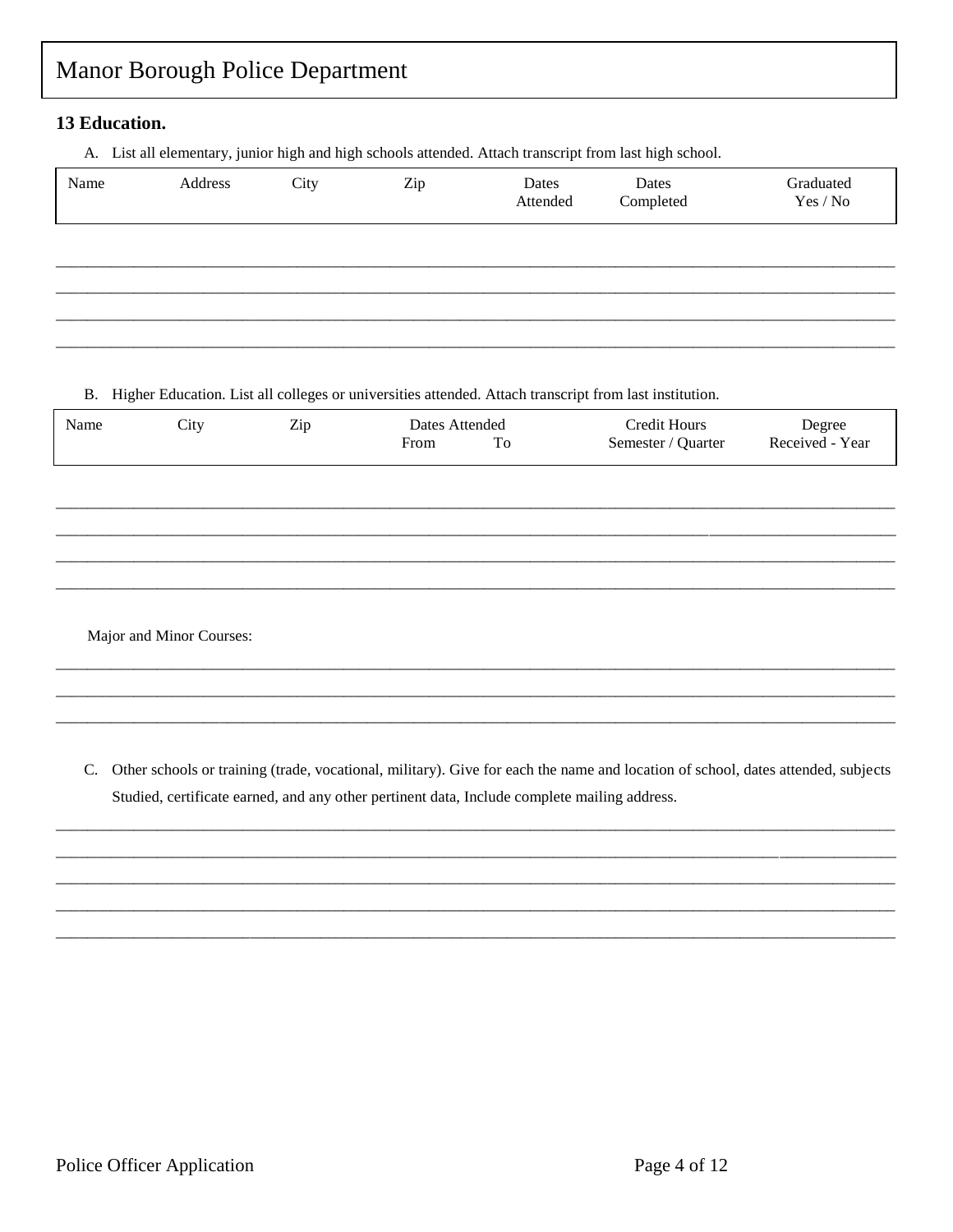Manor Borough Police Department

### 13 Education.

A. List all elementary, junior high and high schools attended. Attach transcript from last high school.

| Name | Address | City | Zip | Dates Attended | Dates Completed | Graduated Yes / No |
|---|---|---|---|---|---|---|
| | | | | | | |
| | | | | | | |
| | | | | | | |
| | | | | | | |

B. Higher Education. List all colleges or universities attended. Attach transcript from last institution.

| Name | City | Zip | Dates Attended From | To | Credit Hours Semester / Quarter | Degree Received - Year |
|---|---|---|---|---|---|---|
| | | | | | | |
| | | | | | | |
| | | | | | | |
| | | | | | | |

Major and Minor Courses:

___________________________________________________________________________

___________________________________________________________________________

___________________________________________________________________________

C. Other schools or training (trade, vocational, military). Give for each the name and location of school, dates attended, subjects Studied, certificate earned, and any other pertinent data, Include complete mailing address.

___________________________________________________________________________

___________________________________________________________________________

___________________________________________________________________________

___________________________________________________________________________

___________________________________________________________________________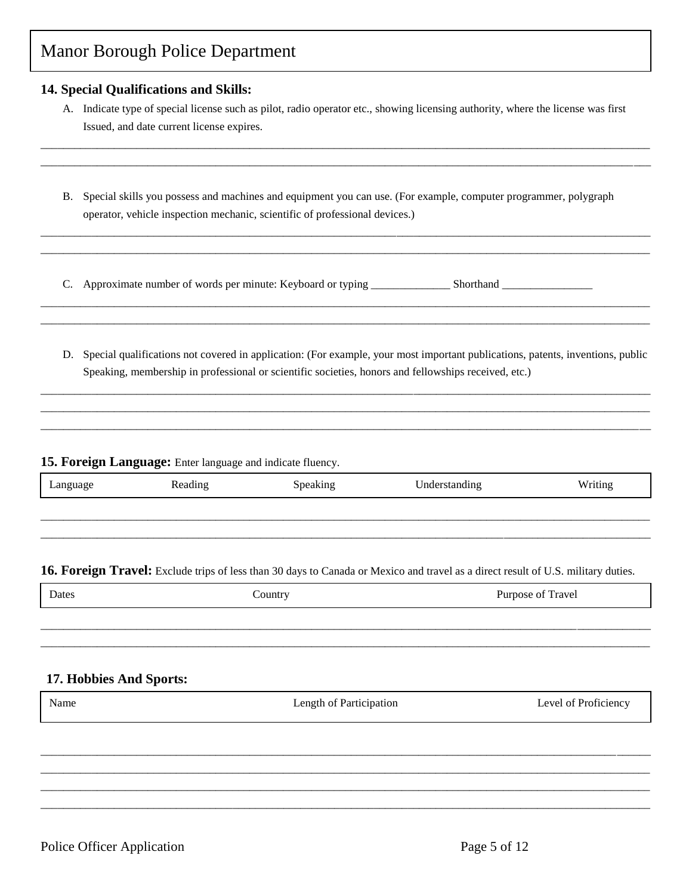# Manor Borough Police Department

### 14. Special Qualifications and Skills:

A. Indicate type of special license such as pilot, radio operator etc., showing licensing authority, where the license was first Issued, and date current license expires.

______________________________________________________________________________

______________________________________________________________________________

B. Special skills you possess and machines and equipment you can use. (For example, computer programmer, polygraph operator, vehicle inspection mechanic, scientific of professional devices.)

______________________________________________________________________________

______________________________________________________________________________

C. Approximate number of words per minute: Keyboard or typing ______________ Shorthand ________________

______________________________________________________________________________

______________________________________________________________________________

D. Special qualifications not covered in application: (For example, your most important publications, patents, inventions, public Speaking, membership in professional or scientific societies, honors and fellowships received, etc.)

______________________________________________________________________________

______________________________________________________________________________

______________________________________________________________________________

### 15. Foreign Language: Enter language and indicate fluency.

| Language | Reading | Speaking | Understanding | Writing |
|---|---|---|---|---|
| | | | | |
| | | | | |

### 16. Foreign Travel: Exclude trips of less than 30 days to Canada or Mexico and travel as a direct result of U.S. military duties.

| Dates | Country | Purpose of Travel |
|---|---|---|
| | | |
| | | |

### 17. Hobbies And Sports:

| Name | Length of Participation | Level of Proficiency |
|---|---|---|
| | | |
| | | |
| | | |
| | | |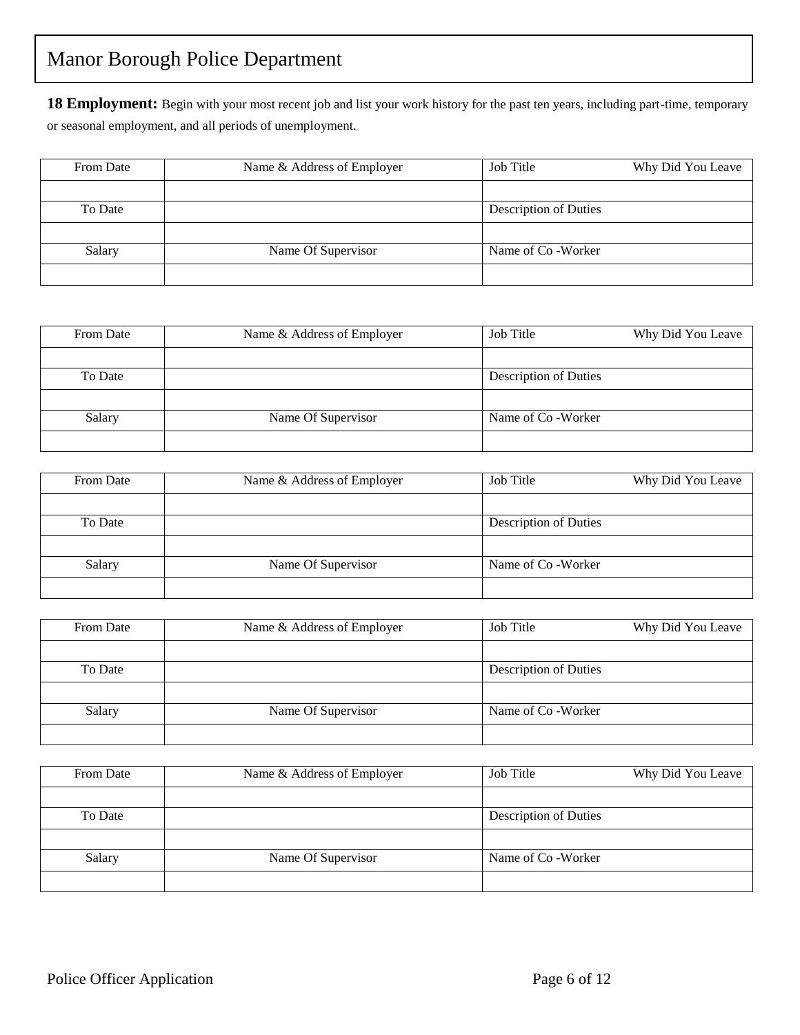## Manor Borough Police Department

**18 Employment:** Begin with your most recent job and list your work history for the past ten years, including part-time, temporary or seasonal employment, and all periods of unemployment.

| From Date | Name & Address of Employer | Job Title | Why Did You Leave |
|---|---|---|---|
| | | | |
| To Date | | Description of Duties | |
| | | | |
| Salary | Name Of Supervisor | Name of Co -Worker | |
| | | | |

| From Date | Name & Address of Employer | Job Title | Why Did You Leave |
|---|---|---|---|
| | | | |
| To Date | | Description of Duties | |
| | | | |
| Salary | Name Of Supervisor | Name of Co -Worker | |
| | | | |

| From Date | Name & Address of Employer | Job Title | Why Did You Leave |
|---|---|---|---|
| | | | |
| To Date | | Description of Duties | |
| | | | |
| Salary | Name Of Supervisor | Name of Co -Worker | |
| | | | |

| From Date | Name & Address of Employer | Job Title | Why Did You Leave |
|---|---|---|---|
| | | | |
| To Date | | Description of Duties | |
| | | | |
| Salary | Name Of Supervisor | Name of Co -Worker | |
| | | | |

| From Date | Name & Address of Employer | Job Title | Why Did You Leave |
|---|---|---|---|
| | | | |
| To Date | | Description of Duties | |
| | | | |
| Salary | Name Of Supervisor | Name of Co -Worker | |
| | | | |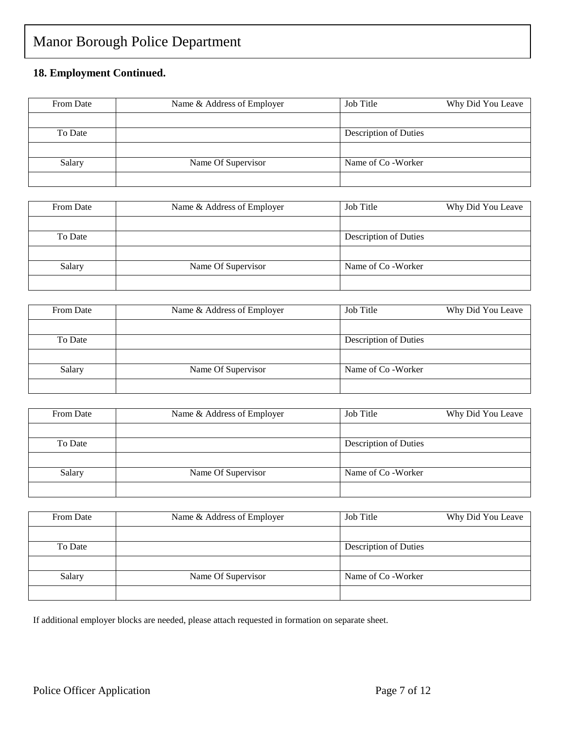## 18. Employment Continued.

| From Date | Name & Address of Employer | Job Title Why Did You Leave |
|---|---|---|
| | | |
| To Date | | Description of Duties |
| | | |
| Salary | Name Of Supervisor | Name of Co -Worker |
| | | |

| From Date | Name & Address of Employer | Job Title Why Did You Leave |
|---|---|---|
| | | |
| To Date | | Description of Duties |
| | | |
| Salary | Name Of Supervisor | Name of Co -Worker |
| | | |

| From Date | Name & Address of Employer | Job Title Why Did You Leave |
|---|---|---|
| | | |
| To Date | | Description of Duties |
| | | |
| Salary | Name Of Supervisor | Name of Co -Worker |
| | | |

| From Date | Name & Address of Employer | Job Title Why Did You Leave |
|---|---|---|
| | | |
| To Date | | Description of Duties |
| | | |
| Salary | Name Of Supervisor | Name of Co -Worker |
| | | |

| From Date | Name & Address of Employer | Job Title Why Did You Leave |
|---|---|---|
| | | |
| To Date | | Description of Duties |
| | | |
| Salary | Name Of Supervisor | Name of Co -Worker |
| | | |

If additional employer blocks are needed, please attach requested in formation on separate sheet.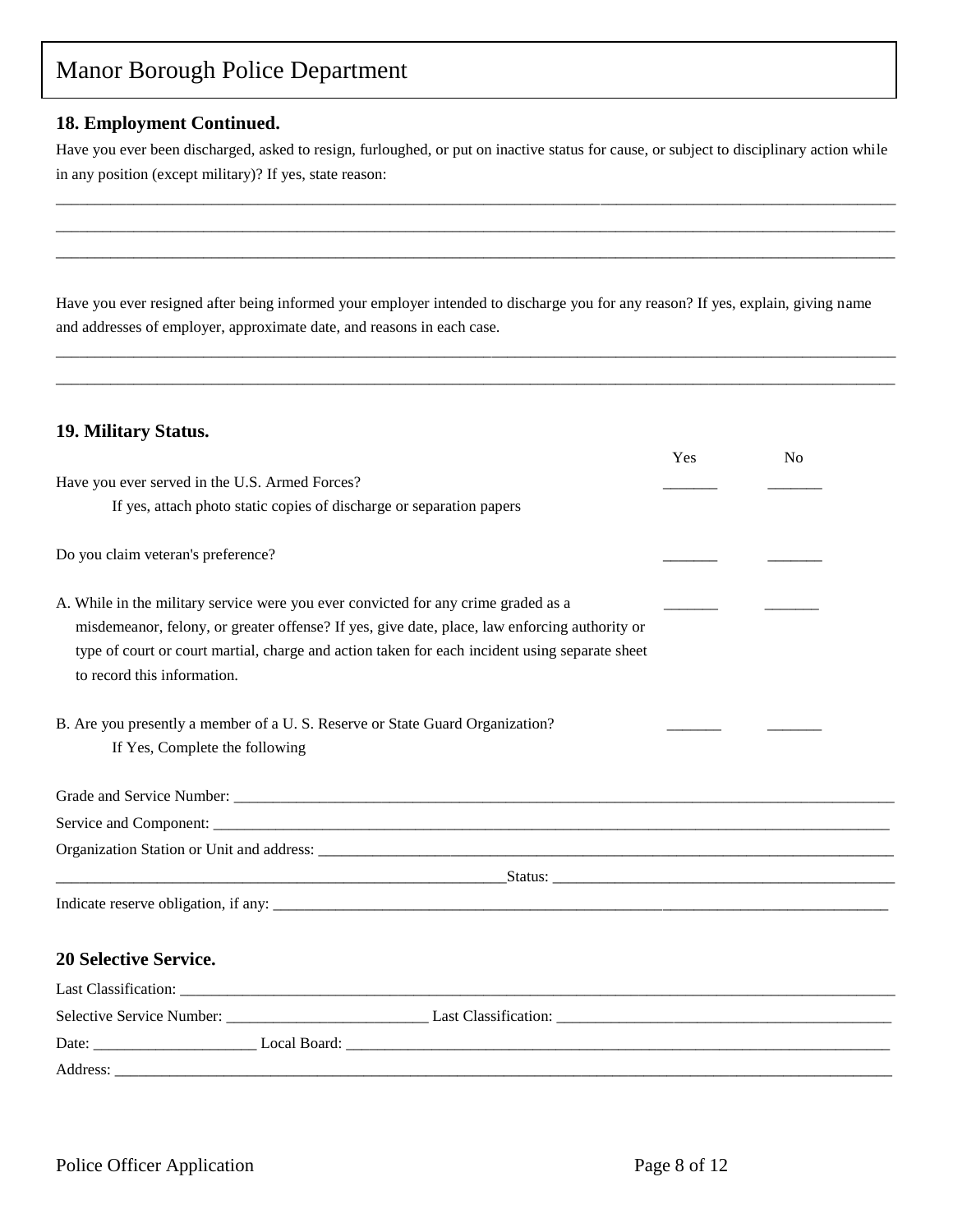## 18. Employment Continued.

Have you ever been discharged, asked to resign, furloughed, or put on inactive status for cause, or subject to disciplinary action while in any position (except military)? If yes, state reason:

______________________________________________________________________________________________

______________________________________________________________________________________________

______________________________________________________________________________________________

Have you ever resigned after being informed your employer intended to discharge you for any reason? If yes, explain, giving name and addresses of employer, approximate date, and reasons in each case.

______________________________________________________________________________________________

______________________________________________________________________________________________

## 19. Military Status.

| | Yes | No |
|---|---|---|
| Have you ever served in the U.S. Armed Forces?<br>If yes, attach photo static copies of discharge or separation papers | _______ | _______ |
| Do you claim veteran's preference? | _______ | _______ |
| A. While in the military service were you ever convicted for any crime graded as a misdemeanor, felony, or greater offense? If yes, give date, place, law enforcing authority or type of court or court martial, charge and action taken for each incident using separate sheet to record this information. | _______ | _______ |
| B. Are you presently a member of a U. S. Reserve or State Guard Organization?<br>If Yes, Complete the following | _______ | _______ |

Grade and Service Number: ______________________________________________________________

Service and Component: _________________________________________________________________

Organization Station or Unit and address: _______________________________________________

_______________________________________________Status: ______________________________

Indicate reserve obligation, if any: _____________________________________________________

## 20 Selective Service.

Last Classification: _____________________________________________________________________

Selective Service Number: _________________________ Last Classification: ___________________

Date: _____________________ Local Board: ____________________________________________

Address: ____________________________________________________________________________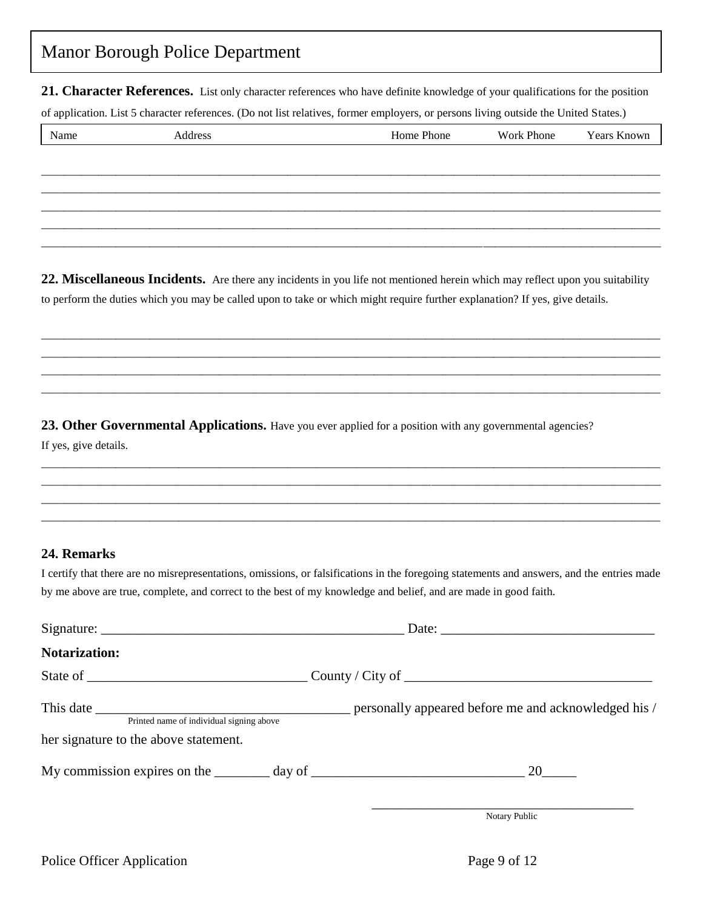## Manor Borough Police Department

**21. Character References.** List only character references who have definite knowledge of your qualifications for the position of application. List 5 character references. (Do not list relatives, former employers, or persons living outside the United States.)

| Name | Address | Home Phone | Work Phone | Years Known |
|---|---|---|---|---|
| | | | | |
| | | | | |
| | | | | |
| | | | | |
| | | | | |

**22. Miscellaneous Incidents.** Are there any incidents in you life not mentioned herein which may reflect upon you suitability to perform the duties which you may be called upon to take or which might require further explanation? If yes, give details.

\_\_\_\_\_\_\_\_\_\_\_\_\_\_\_\_\_\_\_\_\_\_\_\_\_\_\_\_\_\_\_\_\_\_\_\_\_\_\_\_\_\_\_\_\_\_\_\_\_\_\_\_\_\_\_\_\_\_\_\_\_\_\_\_\_\_\_\_\_\_\_\_\_\_\_\_\_\_

\_\_\_\_\_\_\_\_\_\_\_\_\_\_\_\_\_\_\_\_\_\_\_\_\_\_\_\_\_\_\_\_\_\_\_\_\_\_\_\_\_\_\_\_\_\_\_\_\_\_\_\_\_\_\_\_\_\_\_\_\_\_\_\_\_\_\_\_\_\_\_\_\_\_\_\_\_\_

\_\_\_\_\_\_\_\_\_\_\_\_\_\_\_\_\_\_\_\_\_\_\_\_\_\_\_\_\_\_\_\_\_\_\_\_\_\_\_\_\_\_\_\_\_\_\_\_\_\_\_\_\_\_\_\_\_\_\_\_\_\_\_\_\_\_\_\_\_\_\_\_\_\_\_\_\_\_

\_\_\_\_\_\_\_\_\_\_\_\_\_\_\_\_\_\_\_\_\_\_\_\_\_\_\_\_\_\_\_\_\_\_\_\_\_\_\_\_\_\_\_\_\_\_\_\_\_\_\_\_\_\_\_\_\_\_\_\_\_\_\_\_\_\_\_\_\_\_\_\_\_\_\_\_\_\_

**23. Other Governmental Applications.** Have you ever applied for a position with any governmental agencies? If yes, give details.

\_\_\_\_\_\_\_\_\_\_\_\_\_\_\_\_\_\_\_\_\_\_\_\_\_\_\_\_\_\_\_\_\_\_\_\_\_\_\_\_\_\_\_\_\_\_\_\_\_\_\_\_\_\_\_\_\_\_\_\_\_\_\_\_\_\_\_\_\_\_\_\_\_\_\_\_\_\_

\_\_\_\_\_\_\_\_\_\_\_\_\_\_\_\_\_\_\_\_\_\_\_\_\_\_\_\_\_\_\_\_\_\_\_\_\_\_\_\_\_\_\_\_\_\_\_\_\_\_\_\_\_\_\_\_\_\_\_\_\_\_\_\_\_\_\_\_\_\_\_\_\_\_\_\_\_\_

\_\_\_\_\_\_\_\_\_\_\_\_\_\_\_\_\_\_\_\_\_\_\_\_\_\_\_\_\_\_\_\_\_\_\_\_\_\_\_\_\_\_\_\_\_\_\_\_\_\_\_\_\_\_\_\_\_\_\_\_\_\_\_\_\_\_\_\_\_\_\_\_\_\_\_\_\_\_

\_\_\_\_\_\_\_\_\_\_\_\_\_\_\_\_\_\_\_\_\_\_\_\_\_\_\_\_\_\_\_\_\_\_\_\_\_\_\_\_\_\_\_\_\_\_\_\_\_\_\_\_\_\_\_\_\_\_\_\_\_\_\_\_\_\_\_\_\_\_\_\_\_\_\_\_\_\_

**24. Remarks**

I certify that there are no misrepresentations, omissions, or falsifications in the foregoing statements and answers, and the entries made by me above are true, complete, and correct to the best of my knowledge and belief, and are made in good faith.

Signature: \_\_\_\_\_\_\_\_\_\_\_\_\_\_\_\_\_\_\_\_\_\_\_\_\_\_\_\_\_\_\_\_\_\_\_\_\_\_\_\_\_\_\_ Date: \_\_\_\_\_\_\_\_\_\_\_\_\_\_\_\_\_\_\_\_\_\_\_\_\_\_\_\_\_\_

**Notarization:**

State of \_\_\_\_\_\_\_\_\_\_\_\_\_\_\_\_\_\_\_\_\_\_\_\_\_\_\_\_\_\_\_ County / City of \_\_\_\_\_\_\_\_\_\_\_\_\_\_\_\_\_\_\_\_\_\_\_\_\_\_\_\_\_\_\_\_\_\_\_

This date \_\_\_\_\_\_\_\_\_\_\_\_\_\_\_\_\_\_\_\_\_\_\_\_\_\_\_\_\_\_\_\_\_\_\_\_ personally appeared before me and acknowledged his / her signature to the above statement.

Printed name of individual signing above

My commission expires on the \_\_\_\_\_\_\_\_ day of \_\_\_\_\_\_\_\_\_\_\_\_\_\_\_\_\_\_\_\_\_\_\_\_\_\_\_\_\_\_ 20\_\_\_\_\_

\_\_\_\_\_\_\_\_\_\_\_\_\_\_\_\_\_\_\_\_\_\_\_\_\_\_\_\_\_\_\_\_\_\_\_\_\_\_

Notary Public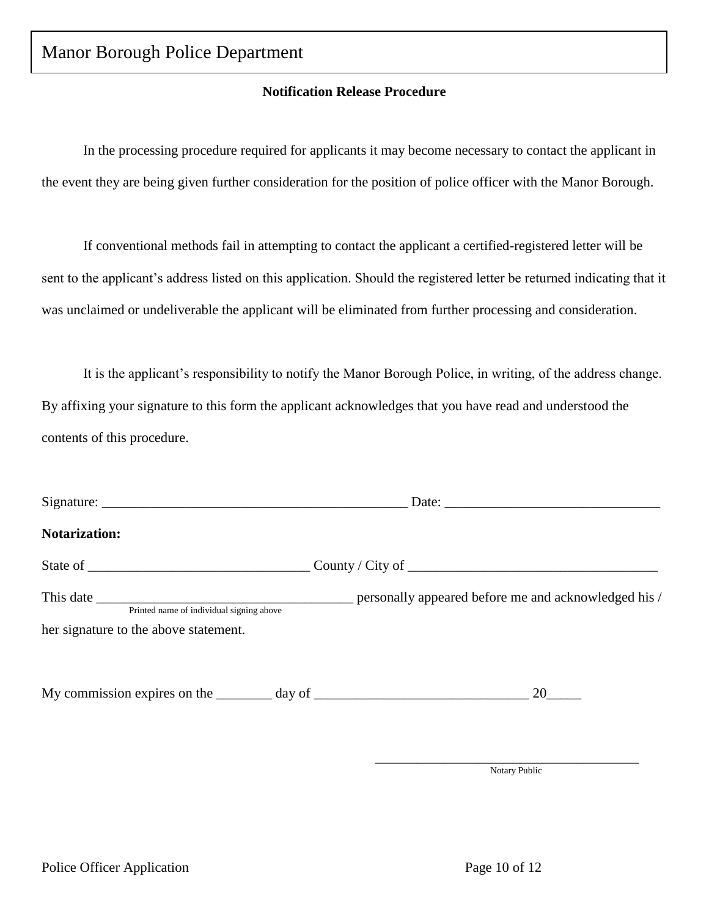# Manor Borough Police Department

**Notification Release Procedure**

In the processing procedure required for applicants it may become necessary to contact the applicant in the event they are being given further consideration for the position of police officer with the Manor Borough.

If conventional methods fail in attempting to contact the applicant a certified-registered letter will be sent to the applicant's address listed on this application. Should the registered letter be returned indicating that it was unclaimed or undeliverable the applicant will be eliminated from further processing and consideration.

It is the applicant's responsibility to notify the Manor Borough Police, in writing, of the address change. By affixing your signature to this form the applicant acknowledges that you have read and understood the contents of this procedure.

Signature: _____________________________________________ Date: _______________________________

**Notarization:**

State of _______________________________ County / City of ____________________________________

This date ____________________________________ personally appeared before me and acknowledged his / her signature to the above statement.

Printed name of individual signing above

My commission expires on the ________ day of ______________________________ 20_____

_______________________________________

Notary Public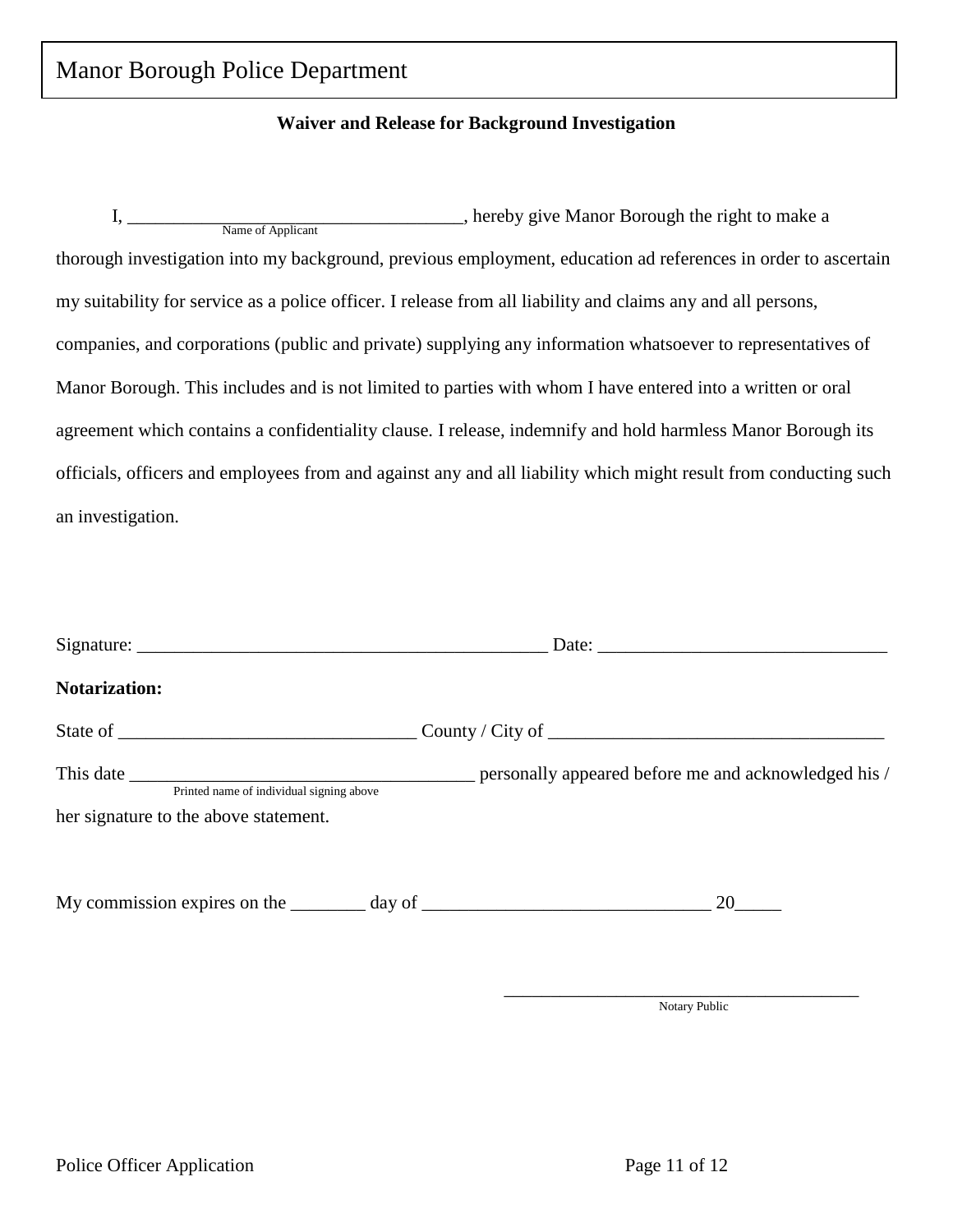# Manor Borough Police Department

**Waiver and Release for Background Investigation**

I, ____________________________________, hereby give Manor Borough the right to make a
Name of Applicant

thorough investigation into my background, previous employment, education ad references in order to ascertain my suitability for service as a police officer. I release from all liability and claims any and all persons, companies, and corporations (public and private) supplying any information whatsoever to representatives of Manor Borough. This includes and is not limited to parties with whom I have entered into a written or oral agreement which contains a confidentiality clause. I release, indemnify and hold harmless Manor Borough its officials, officers and employees from and against any and all liability which might result from conducting such an investigation.

Signature: ____________________________________________ Date: _______________________________

**Notarization:**

State of _______________________________ County / City of ____________________________________

This date _____________________________________ personally appeared before me and acknowledged his /
Printed name of individual signing above

her signature to the above statement.

My commission expires on the ________ day of _______________________________ 20_____

_______________________________________
Notary Public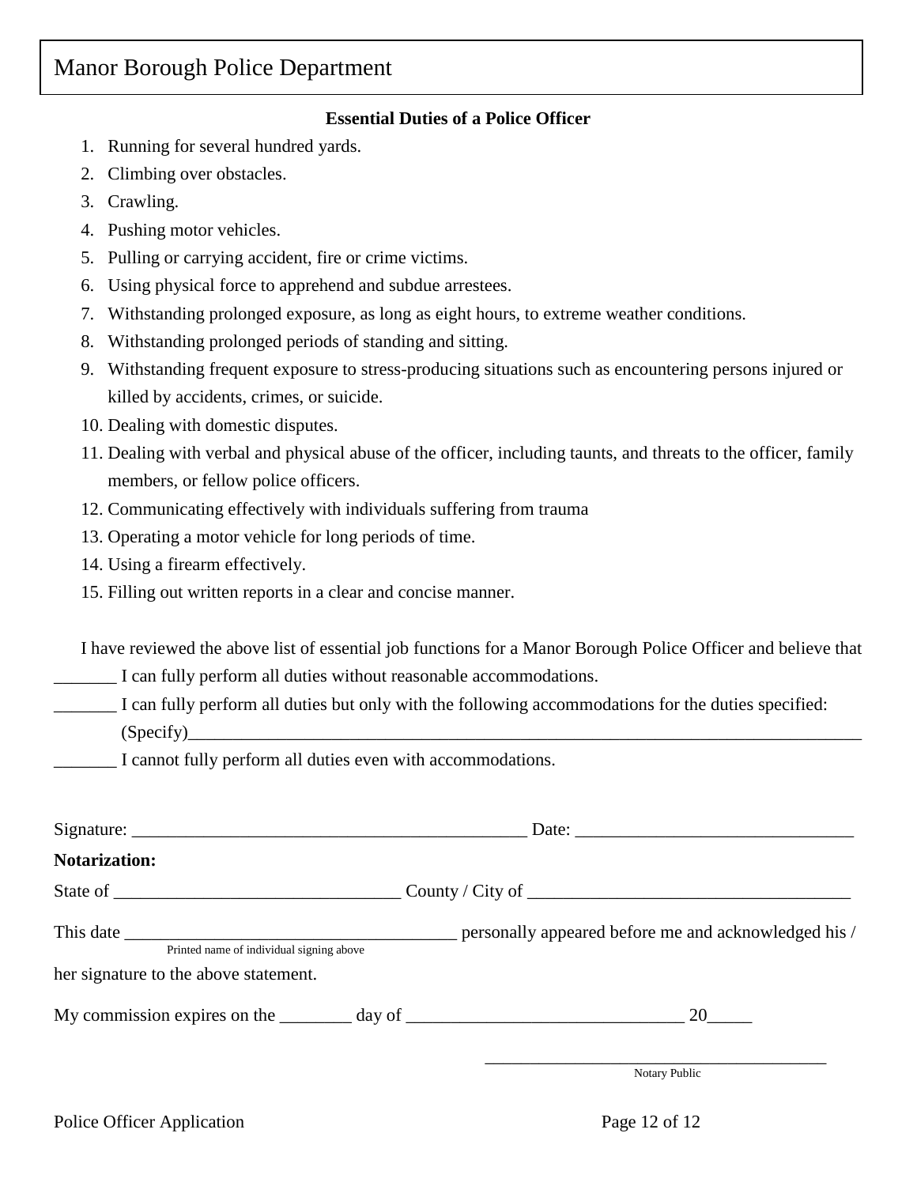**Essential Duties of a Police Officer**

1. Running for several hundred yards.
2. Climbing over obstacles.
3. Crawling.
4. Pushing motor vehicles.
5. Pulling or carrying accident, fire or crime victims.
6. Using physical force to apprehend and subdue arrestees.
7. Withstanding prolonged exposure, as long as eight hours, to extreme weather conditions.
8. Withstanding prolonged periods of standing and sitting.
9. Withstanding frequent exposure to stress-producing situations such as encountering persons injured or killed by accidents, crimes, or suicide.
10. Dealing with domestic disputes.
11. Dealing with verbal and physical abuse of the officer, including taunts, and threats to the officer, family members, or fellow police officers.
12. Communicating effectively with individuals suffering from trauma
13. Operating a motor vehicle for long periods of time.
14. Using a firearm effectively.
15. Filling out written reports in a clear and concise manner.

I have reviewed the above list of essential job functions for a Manor Borough Police Officer and believe that

_______ I can fully perform all duties without reasonable accommodations.

_______ I can fully perform all duties but only with the following accommodations for the duties specified: (Specify)_______________________________________________________________________________

_______ I cannot fully perform all duties even with accommodations.

Signature: _____________________________________________ Date: _______________________________

**Notarization:**

State of ________________________________ County / City of ____________________________________

This date ____________________________________ personally appeared before me and acknowledged his / her signature to the above statement.

Printed name of individual signing above

My commission expires on the ________ day of _______________________________ 20_____

_______________________________________

Notary Public